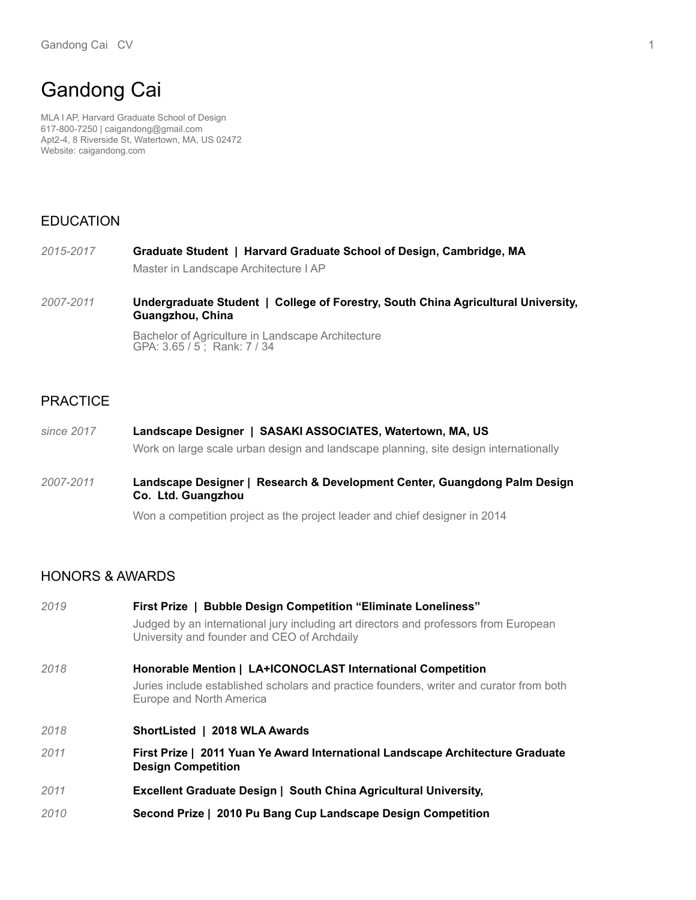# Gandong Cai

MLA I AP, Harvard Graduate School of Design
617-800-7250 | caigandong@gmail.com
Apt2-4, 8 Riverside St, Watertown, MA, US 02472
Website: caigandong.com

## EDUCATION

*2015-2017* **Graduate Student | Harvard Graduate School of Design, Cambridge, MA**
Master in Landscape Architecture I AP

*2007-2011* **Undergraduate Student | College of Forestry, South China Agricultural University, Guangzhou, China**
Bachelor of Agriculture in Landscape Architecture
GPA: 3.65 / 5 ; Rank: 7 / 34

## PRACTICE

*since 2017* **Landscape Designer | SASAKI ASSOCIATES, Watertown, MA, US**
Work on large scale urban design and landscape planning, site design internationally

*2007-2011* **Landscape Designer | Research & Development Center, Guangdong Palm Design Co. Ltd. Guangzhou**
Won a competition project as the project leader and chief designer in 2014

## HONORS & AWARDS

*2019* **First Prize | Bubble Design Competition "Eliminate Loneliness"**
Judged by an international jury including art directors and professors from European University and founder and CEO of Archdaily

*2018* **Honorable Mention | LA+ICONOCLAST International Competition**
Juries include established scholars and practice founders, writer and curator from both Europe and North America

*2018* **ShortListed | 2018 WLA Awards**

*2011* **First Prize | 2011 Yuan Ye Award International Landscape Architecture Graduate Design Competition**

*2011* **Excellent Graduate Design | South China Agricultural University,**

*2010* **Second Prize | 2010 Pu Bang Cup Landscape Design Competition**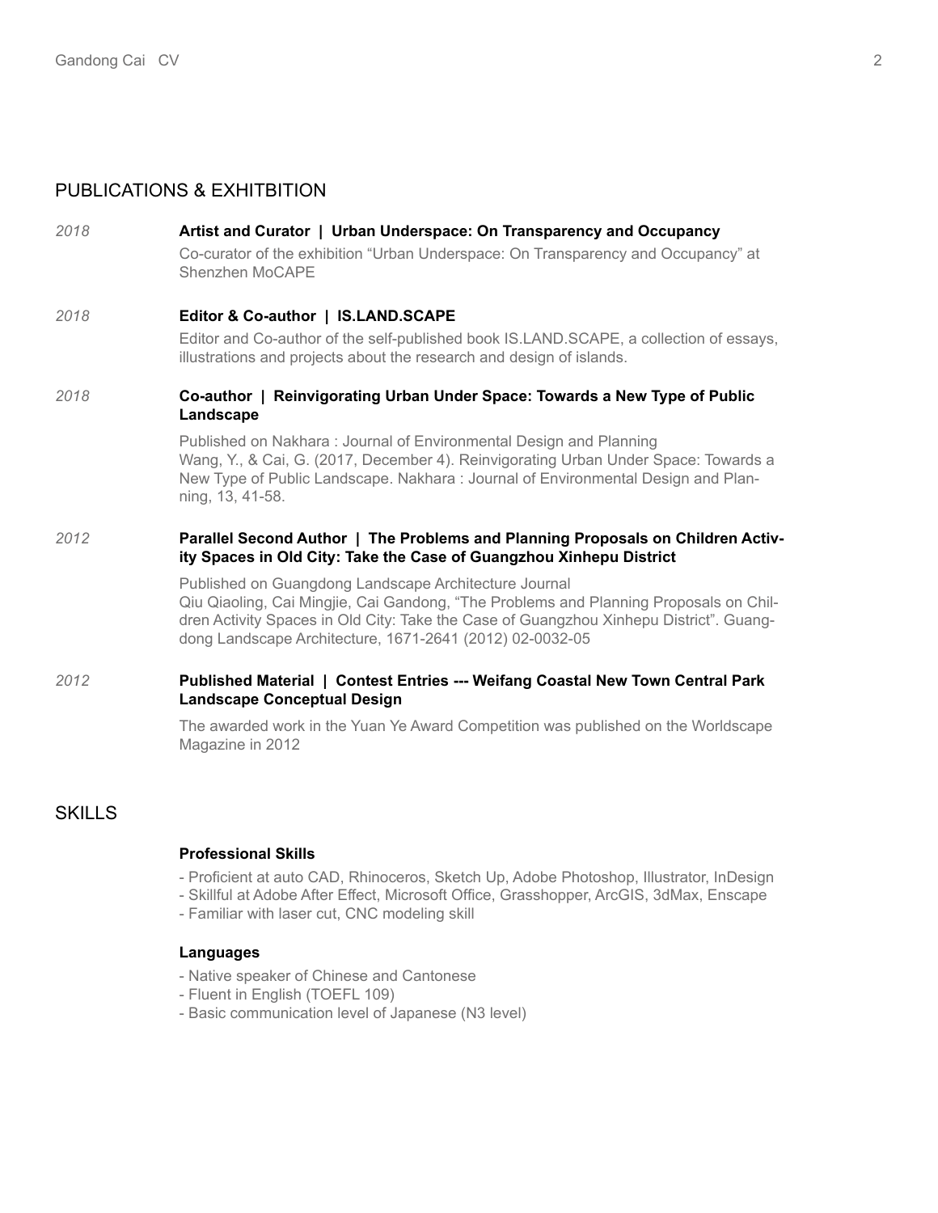## PUBLICATIONS & EXHITBITION

*2018* **Artist and Curator | Urban Underspace: On Transparency and Occupancy**

Co-curator of the exhibition "Urban Underspace: On Transparency and Occupancy" at Shenzhen MoCAPE

*2018* **Editor & Co-author | IS.LAND.SCAPE**

Editor and Co-author of the self-published book IS.LAND.SCAPE, a collection of essays, illustrations and projects about the research and design of islands.

*2018* **Co-author | Reinvigorating Urban Under Space: Towards a New Type of Public Landscape**

Published on Nakhara : Journal of Environmental Design and Planning
Wang, Y., & Cai, G. (2017, December 4). Reinvigorating Urban Under Space: Towards a New Type of Public Landscape. Nakhara : Journal of Environmental Design and Planning, 13, 41-58.

*2012* **Parallel Second Author | The Problems and Planning Proposals on Children Activity Spaces in Old City: Take the Case of Guangzhou Xinhepu District**

Published on Guangdong Landscape Architecture Journal
Qiu Qiaoling, Cai Mingjie, Cai Gandong, "The Problems and Planning Proposals on Children Activity Spaces in Old City: Take the Case of Guangzhou Xinhepu District". Guangdong Landscape Architecture, 1671-2641 (2012) 02-0032-05

*2012* **Published Material | Contest Entries --- Weifang Coastal New Town Central Park Landscape Conceptual Design**

The awarded work in the Yuan Ye Award Competition was published on the Worldscape Magazine in 2012

## SKILLS

**Professional Skills**

- Proficient at auto CAD, Rhinoceros, Sketch Up, Adobe Photoshop, Illustrator, InDesign
- Skillful at Adobe After Effect, Microsoft Office, Grasshopper, ArcGIS, 3dMax, Enscape
- Familiar with laser cut, CNC modeling skill

**Languages**

- Native speaker of Chinese and Cantonese
- Fluent in English (TOEFL 109)
- Basic communication level of Japanese (N3 level)